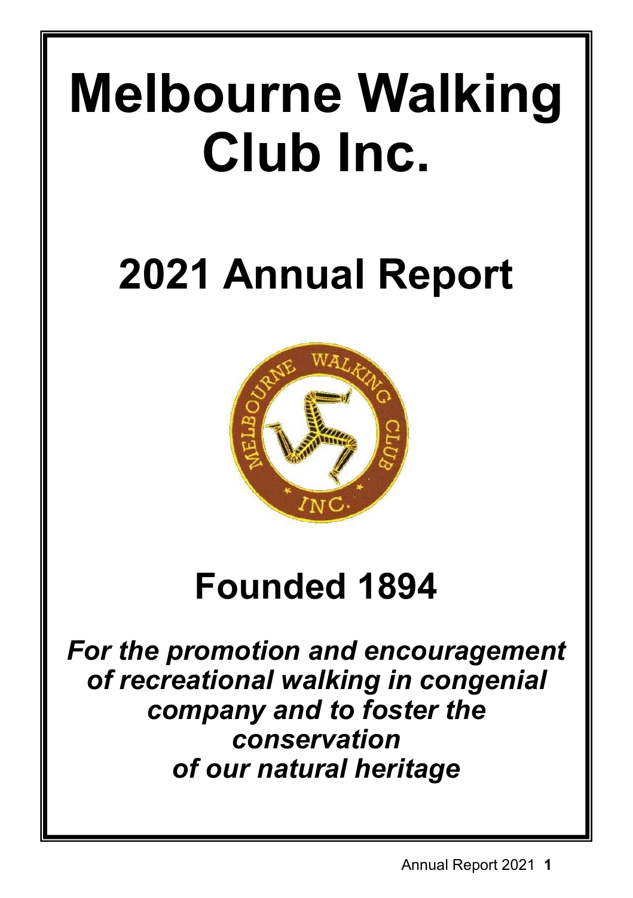# Melbourne Walking Club Inc.

# 2021 Annual Report

# Founded 1894

***For the promotion and encouragement of recreational walking in congenial company and to foster the conservation of our natural heritage***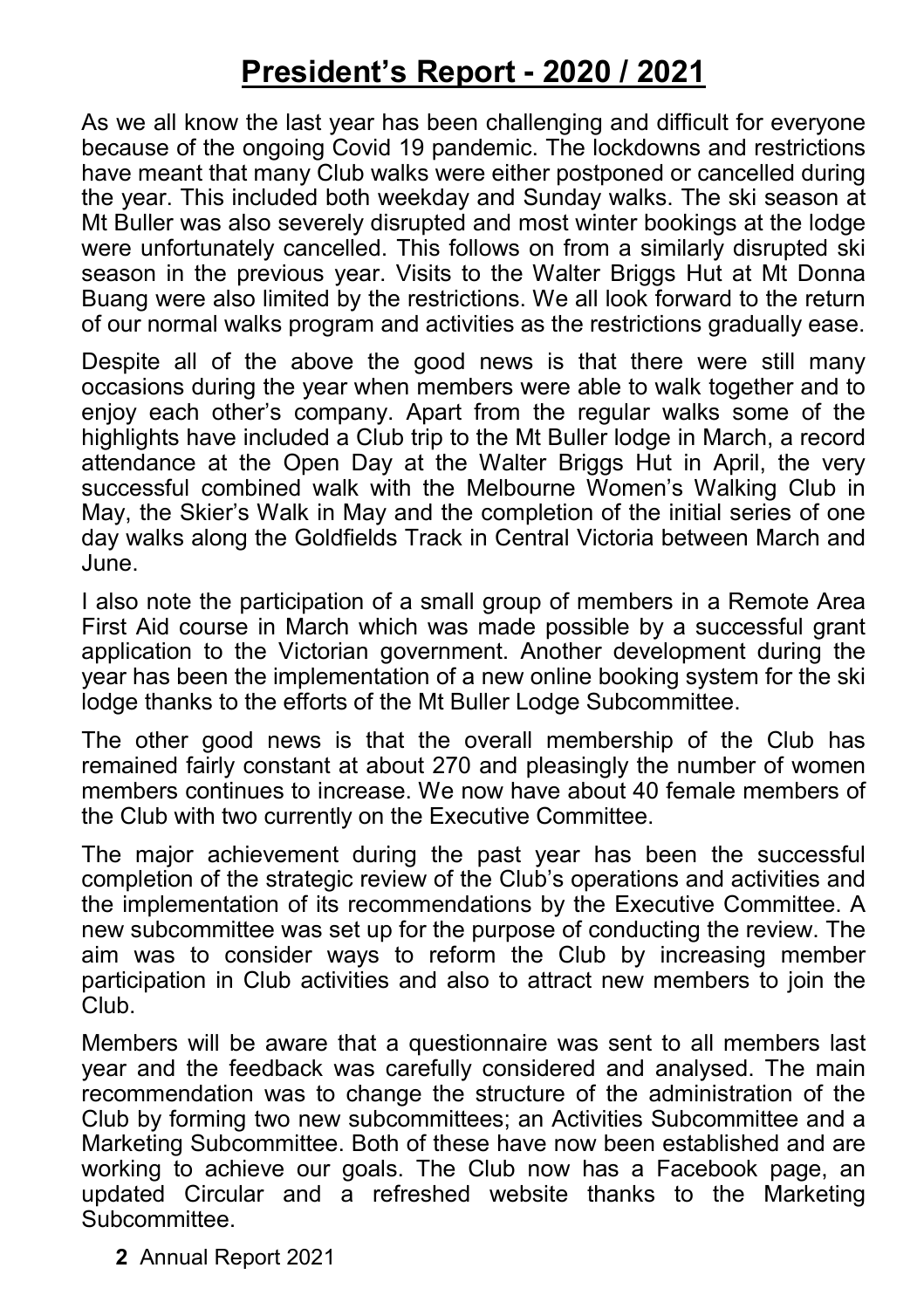# President's Report - 2020 / 2021

As we all know the last year has been challenging and difficult for everyone because of the ongoing Covid 19 pandemic. The lockdowns and restrictions have meant that many Club walks were either postponed or cancelled during the year. This included both weekday and Sunday walks. The ski season at Mt Buller was also severely disrupted and most winter bookings at the lodge were unfortunately cancelled. This follows on from a similarly disrupted ski season in the previous year. Visits to the Walter Briggs Hut at Mt Donna Buang were also limited by the restrictions. We all look forward to the return of our normal walks program and activities as the restrictions gradually ease.

Despite all of the above the good news is that there were still many occasions during the year when members were able to walk together and to enjoy each other's company. Apart from the regular walks some of the highlights have included a Club trip to the Mt Buller lodge in March, a record attendance at the Open Day at the Walter Briggs Hut in April, the very successful combined walk with the Melbourne Women's Walking Club in May, the Skier's Walk in May and the completion of the initial series of one day walks along the Goldfields Track in Central Victoria between March and June.

I also note the participation of a small group of members in a Remote Area First Aid course in March which was made possible by a successful grant application to the Victorian government. Another development during the year has been the implementation of a new online booking system for the ski lodge thanks to the efforts of the Mt Buller Lodge Subcommittee.

The other good news is that the overall membership of the Club has remained fairly constant at about 270 and pleasingly the number of women members continues to increase. We now have about 40 female members of the Club with two currently on the Executive Committee.

The major achievement during the past year has been the successful completion of the strategic review of the Club's operations and activities and the implementation of its recommendations by the Executive Committee. A new subcommittee was set up for the purpose of conducting the review. The aim was to consider ways to reform the Club by increasing member participation in Club activities and also to attract new members to join the Club.

Members will be aware that a questionnaire was sent to all members last year and the feedback was carefully considered and analysed. The main recommendation was to change the structure of the administration of the Club by forming two new subcommittees; an Activities Subcommittee and a Marketing Subcommittee. Both of these have now been established and are working to achieve our goals. The Club now has a Facebook page, an updated Circular and a refreshed website thanks to the Marketing Subcommittee.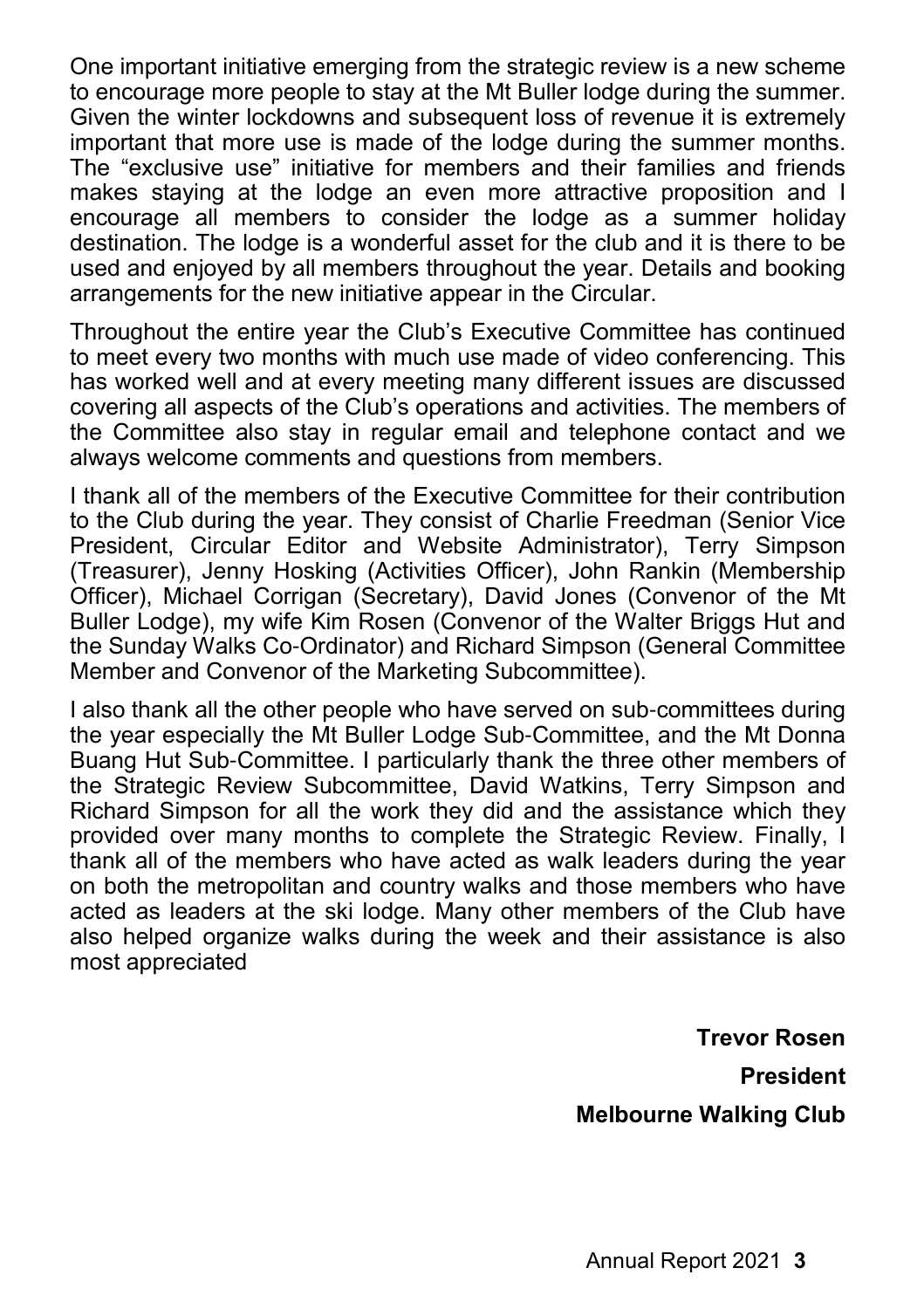One important initiative emerging from the strategic review is a new scheme to encourage more people to stay at the Mt Buller lodge during the summer. Given the winter lockdowns and subsequent loss of revenue it is extremely important that more use is made of the lodge during the summer months. The "exclusive use" initiative for members and their families and friends makes staying at the lodge an even more attractive proposition and I encourage all members to consider the lodge as a summer holiday destination. The lodge is a wonderful asset for the club and it is there to be used and enjoyed by all members throughout the year. Details and booking arrangements for the new initiative appear in the Circular.

Throughout the entire year the Club's Executive Committee has continued to meet every two months with much use made of video conferencing. This has worked well and at every meeting many different issues are discussed covering all aspects of the Club's operations and activities. The members of the Committee also stay in regular email and telephone contact and we always welcome comments and questions from members.

I thank all of the members of the Executive Committee for their contribution to the Club during the year. They consist of Charlie Freedman (Senior Vice President, Circular Editor and Website Administrator), Terry Simpson (Treasurer), Jenny Hosking (Activities Officer), John Rankin (Membership Officer), Michael Corrigan (Secretary), David Jones (Convenor of the Mt Buller Lodge), my wife Kim Rosen (Convenor of the Walter Briggs Hut and the Sunday Walks Co-Ordinator) and Richard Simpson (General Committee Member and Convenor of the Marketing Subcommittee).

I also thank all the other people who have served on sub-committees during the year especially the Mt Buller Lodge Sub-Committee, and the Mt Donna Buang Hut Sub-Committee. I particularly thank the three other members of the Strategic Review Subcommittee, David Watkins, Terry Simpson and Richard Simpson for all the work they did and the assistance which they provided over many months to complete the Strategic Review. Finally, I thank all of the members who have acted as walk leaders during the year on both the metropolitan and country walks and those members who have acted as leaders at the ski lodge. Many other members of the Club have also helped organize walks during the week and their assistance is also most appreciated

**Trevor Rosen**

**President**

**Melbourne Walking Club**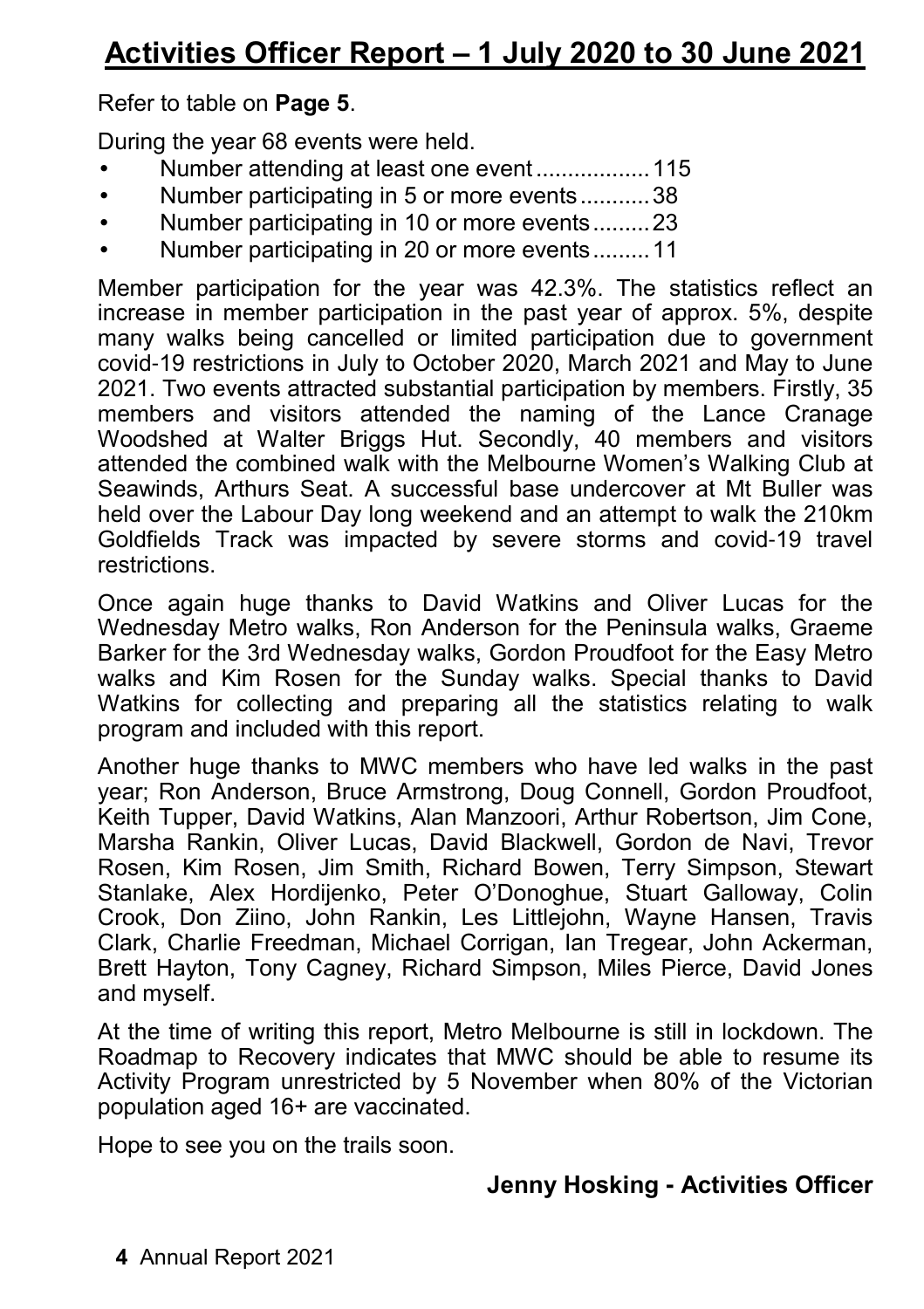# Activities Officer Report – 1 July 2020 to 30 June 2021

Refer to table on **Page 5**.

During the year 68 events were held.

- Number attending at least one event..................115
- Number participating in 5 or more events...........38
- Number participating in 10 or more events.........23
- Number participating in 20 or more events.........11

Member participation for the year was 42.3%. The statistics reflect an increase in member participation in the past year of approx. 5%, despite many walks being cancelled or limited participation due to government covid-19 restrictions in July to October 2020, March 2021 and May to June 2021. Two events attracted substantial participation by members. Firstly, 35 members and visitors attended the naming of the Lance Cranage Woodshed at Walter Briggs Hut. Secondly, 40 members and visitors attended the combined walk with the Melbourne Women's Walking Club at Seawinds, Arthurs Seat. A successful base undercover at Mt Buller was held over the Labour Day long weekend and an attempt to walk the 210km Goldfields Track was impacted by severe storms and covid-19 travel restrictions.

Once again huge thanks to David Watkins and Oliver Lucas for the Wednesday Metro walks, Ron Anderson for the Peninsula walks, Graeme Barker for the 3rd Wednesday walks, Gordon Proudfoot for the Easy Metro walks and Kim Rosen for the Sunday walks. Special thanks to David Watkins for collecting and preparing all the statistics relating to walk program and included with this report.

Another huge thanks to MWC members who have led walks in the past year; Ron Anderson, Bruce Armstrong, Doug Connell, Gordon Proudfoot, Keith Tupper, David Watkins, Alan Manzoori, Arthur Robertson, Jim Cone, Marsha Rankin, Oliver Lucas, David Blackwell, Gordon de Navi, Trevor Rosen, Kim Rosen, Jim Smith, Richard Bowen, Terry Simpson, Stewart Stanlake, Alex Hordijenko, Peter O'Donoghue, Stuart Galloway, Colin Crook, Don Ziino, John Rankin, Les Littlejohn, Wayne Hansen, Travis Clark, Charlie Freedman, Michael Corrigan, Ian Tregear, John Ackerman, Brett Hayton, Tony Cagney, Richard Simpson, Miles Pierce, David Jones and myself.

At the time of writing this report, Metro Melbourne is still in lockdown. The Roadmap to Recovery indicates that MWC should be able to resume its Activity Program unrestricted by 5 November when 80% of the Victorian population aged 16+ are vaccinated.

Hope to see you on the trails soon.

**Jenny Hosking - Activities Officer**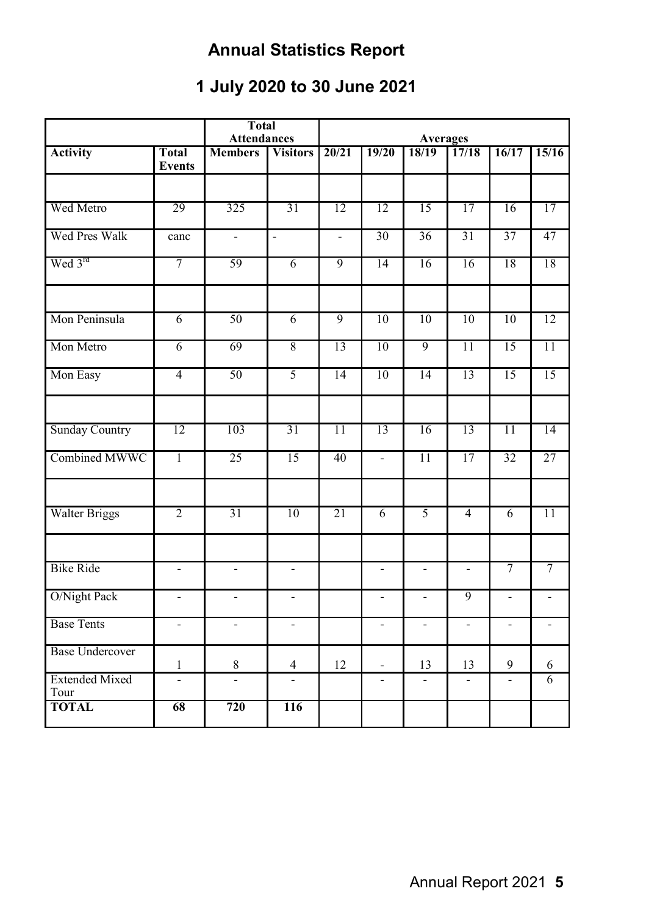# Annual Statistics Report

## 1 July 2020 to 30 June 2021

| | | Total Attendances | | Averages | | | | | |
|---|---|---|---|---|---|---|---|---|---|
| **Activity** | **Total Events** | **Members** | **Visitors** | **20/21** | **19/20** | **18/19** | **17/18** | **16/17** | **15/16** |
| | | | | | | | | | |
| Wed Metro | 29 | 325 | 31 | 12 | 12 | 15 | 17 | 16 | 17 |
| Wed Pres Walk | canc | - | - | - | 30 | 36 | 31 | 37 | 47 |
| Wed 3rd | 7 | 59 | 6 | 9 | 14 | 16 | 16 | 18 | 18 |
| | | | | | | | | | |
| Mon Peninsula | 6 | 50 | 6 | 9 | 10 | 10 | 10 | 10 | 12 |
| Mon Metro | 6 | 69 | 8 | 13 | 10 | 9 | 11 | 15 | 11 |
| Mon Easy | 4 | 50 | 5 | 14 | 10 | 14 | 13 | 15 | 15 |
| | | | | | | | | | |
| Sunday Country | 12 | 103 | 31 | 11 | 13 | 16 | 13 | 11 | 14 |
| Combined MWWC | 1 | 25 | 15 | 40 | - | 11 | 17 | 32 | 27 |
| | | | | | | | | | |
| Walter Briggs | 2 | 31 | 10 | 21 | 6 | 5 | 4 | 6 | 11 |
| | | | | | | | | | |
| Bike Ride | - | - | - | | - | - | - | 7 | 7 |
| O/Night Pack | - | - | - | | - | - | 9 | - | - |
| Base Tents | - | - | - | | - | - | - | - | - |
| Base Undercover | 1 | 8 | 4 | 12 | - | 13 | 13 | 9 | 6 |
| Extended Mixed Tour | - | - | - | | - | - | - | - | 6 |
| **TOTAL** | **68** | **720** | **116** | | | | | | |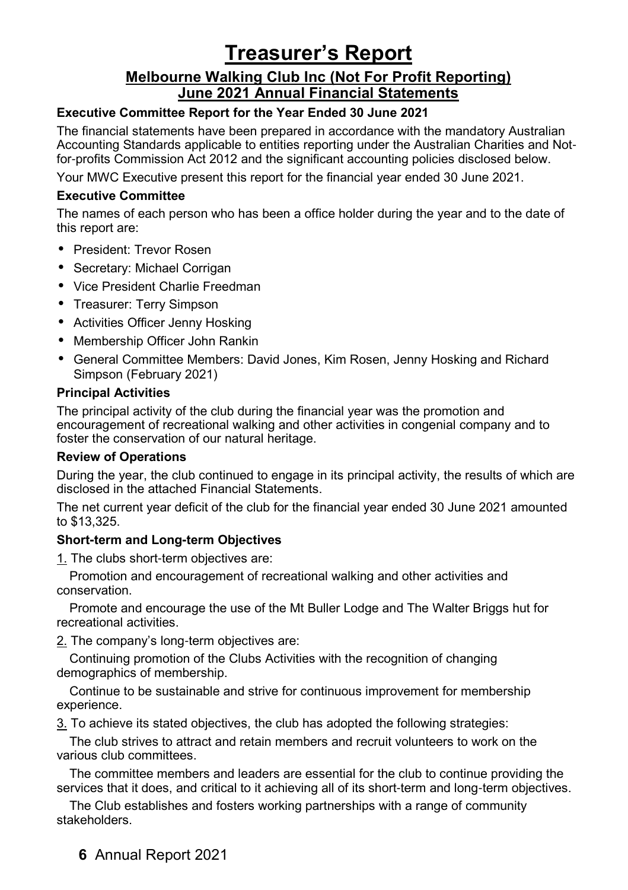# Treasurer's Report

## Melbourne Walking Club Inc (Not For Profit Reporting)
## June 2021 Annual Financial Statements

**Executive Committee Report for the Year Ended 30 June 2021**

The financial statements have been prepared in accordance with the mandatory Australian Accounting Standards applicable to entities reporting under the Australian Charities and Not-for-profits Commission Act 2012 and the significant accounting policies disclosed below.

Your MWC Executive present this report for the financial year ended 30 June 2021.

**Executive Committee**

The names of each person who has been a office holder during the year and to the date of this report are:

- President: Trevor Rosen
- Secretary: Michael Corrigan
- Vice President Charlie Freedman
- Treasurer: Terry Simpson
- Activities Officer Jenny Hosking
- Membership Officer John Rankin
- General Committee Members: David Jones, Kim Rosen, Jenny Hosking and Richard Simpson (February 2021)

**Principal Activities**

The principal activity of the club during the financial year was the promotion and encouragement of recreational walking and other activities in congenial company and to foster the conservation of our natural heritage.

**Review of Operations**

During the year, the club continued to engage in its principal activity, the results of which are disclosed in the attached Financial Statements.

The net current year deficit of the club for the financial year ended 30 June 2021 amounted to $13,325.

**Short-term and Long-term Objectives**

1. The clubs short-term objectives are:

Promotion and encouragement of recreational walking and other activities and conservation.

Promote and encourage the use of the Mt Buller Lodge and The Walter Briggs hut for recreational activities.

2. The company's long-term objectives are:

Continuing promotion of the Clubs Activities with the recognition of changing demographics of membership.

Continue to be sustainable and strive for continuous improvement for membership experience.

3. To achieve its stated objectives, the club has adopted the following strategies:

The club strives to attract and retain members and recruit volunteers to work on the various club committees.

The committee members and leaders are essential for the club to continue providing the services that it does, and critical to it achieving all of its short-term and long-term objectives.

The Club establishes and fosters working partnerships with a range of community stakeholders.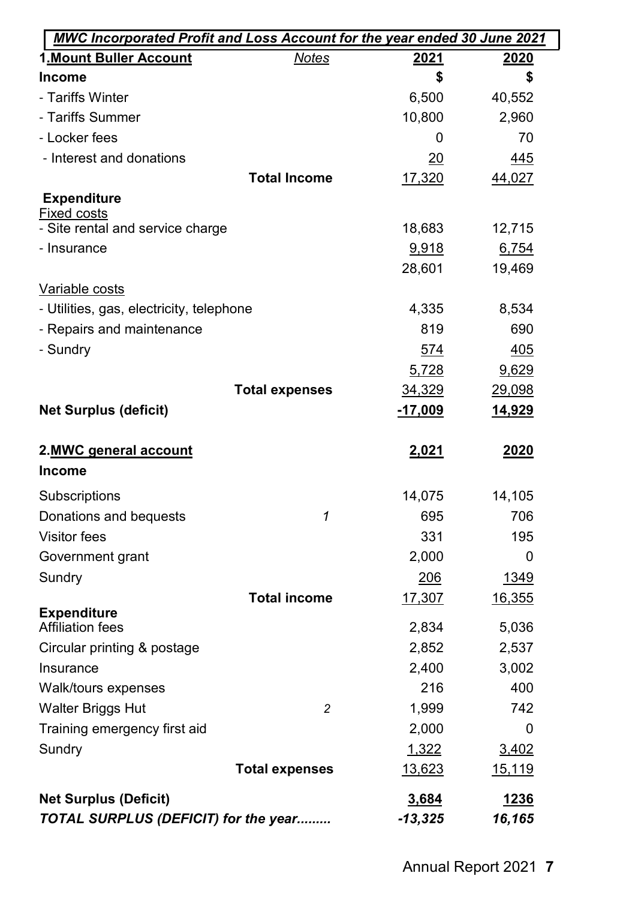## *MWC Incorporated Profit and Loss Account for the year ended 30 June 2021*

| **1. Mount Buller Account** | *Notes* | **2021** | **2020** |
|---|---|---|---|
| **Income** | | **$** | **$** |
| - Tariffs Winter | | 6,500 | 40,552 |
| - Tariffs Summer | | 10,800 | 2,960 |
| - Locker fees | | 0 | 70 |
| - Interest and donations | | 20 | 445 |
| | **Total Income** | 17,320 | 44,027 |
| **Expenditure** | | | |
| Fixed costs | | | |
| - Site rental and service charge | | 18,683 | 12,715 |
| - Insurance | | 9,918 | 6,754 |
| | | 28,601 | 19,469 |
| Variable costs | | | |
| - Utilities, gas, electricity, telephone | | 4,335 | 8,534 |
| - Repairs and maintenance | | 819 | 690 |
| - Sundry | | 574 | 405 |
| | | 5,728 | 9,629 |
| | **Total expenses** | 34,329 | 29,098 |
| **Net Surplus (deficit)** | | **-17,009** | **14,929** |

| **2. MWC general account** | | **2,021** | **2020** |
|---|---|---|---|
| **Income** | | | |
| Subscriptions | | 14,075 | 14,105 |
| Donations and bequests | *1* | 695 | 706 |
| Visitor fees | | 331 | 195 |
| Government grant | | 2,000 | 0 |
| Sundry | | 206 | 1349 |
| | **Total income** | 17,307 | 16,355 |
| **Expenditure** | | | |
| Affiliation fees | | 2,834 | 5,036 |
| Circular printing & postage | | 2,852 | 2,537 |
| Insurance | | 2,400 | 3,002 |
| Walk/tours expenses | | 216 | 400 |
| Walter Briggs Hut | *2* | 1,999 | 742 |
| Training emergency first aid | | 2,000 | 0 |
| Sundry | | 1,322 | 3,402 |
| | **Total expenses** | 13,623 | 15,119 |
| **Net Surplus (Deficit)** | | **3,684** | **1236** |
| ***TOTAL SURPLUS (DEFICIT) for the year.........*** | | ***-13,325*** | ***16,165*** |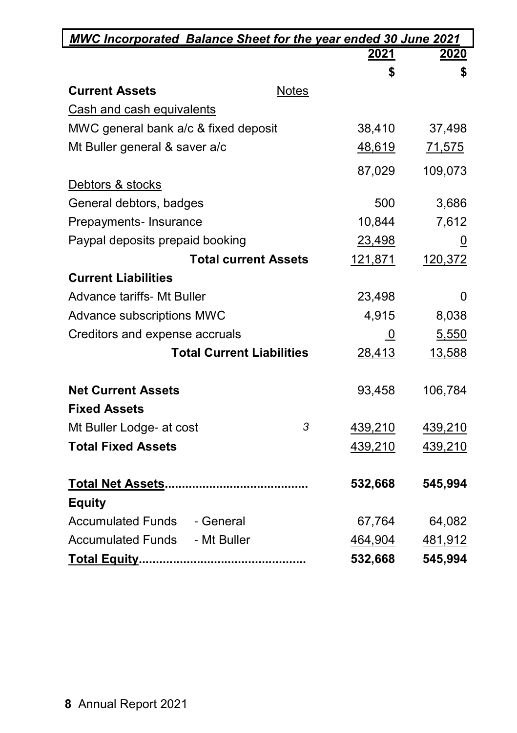## *MWC Incorporated Balance Sheet for the year ended 30 June 2021*

| | Notes | 2021 | 2020 |
|---|---|---|---|
| | | $ | $ |
| **Current Assets** | | | |
| Cash and cash equivalents | | | |
| MWC general bank a/c & fixed deposit | | 38,410 | 37,498 |
| Mt Buller general & saver a/c | | 48,619 | 71,575 |
| | | 87,029 | 109,073 |
| Debtors & stocks | | | |
| General debtors, badges | | 500 | 3,686 |
| Prepayments- Insurance | | 10,844 | 7,612 |
| Paypal deposits prepaid booking | | 23,498 | 0 |
| **Total current Assets** | | 121,871 | 120,372 |
| **Current Liabilities** | | | |
| Advance tariffs- Mt Buller | | 23,498 | 0 |
| Advance subscriptions MWC | | 4,915 | 8,038 |
| Creditors and expense accruals | | 0 | 5,550 |
| **Total Current Liabilities** | | 28,413 | 13,588 |
| **Net Current Assets** | | 93,458 | 106,784 |
| **Fixed Assets** | | | |
| Mt Buller Lodge- at cost | *3* | 439,210 | 439,210 |
| **Total Fixed Assets** | | 439,210 | 439,210 |
| **Total Net Assets** | | **532,668** | **545,994** |
| **Equity** | | | |
| Accumulated Funds - General | | 67,764 | 64,082 |
| Accumulated Funds - Mt Buller | | 464,904 | 481,912 |
| **Total Equity** | | **532,668** | **545,994** |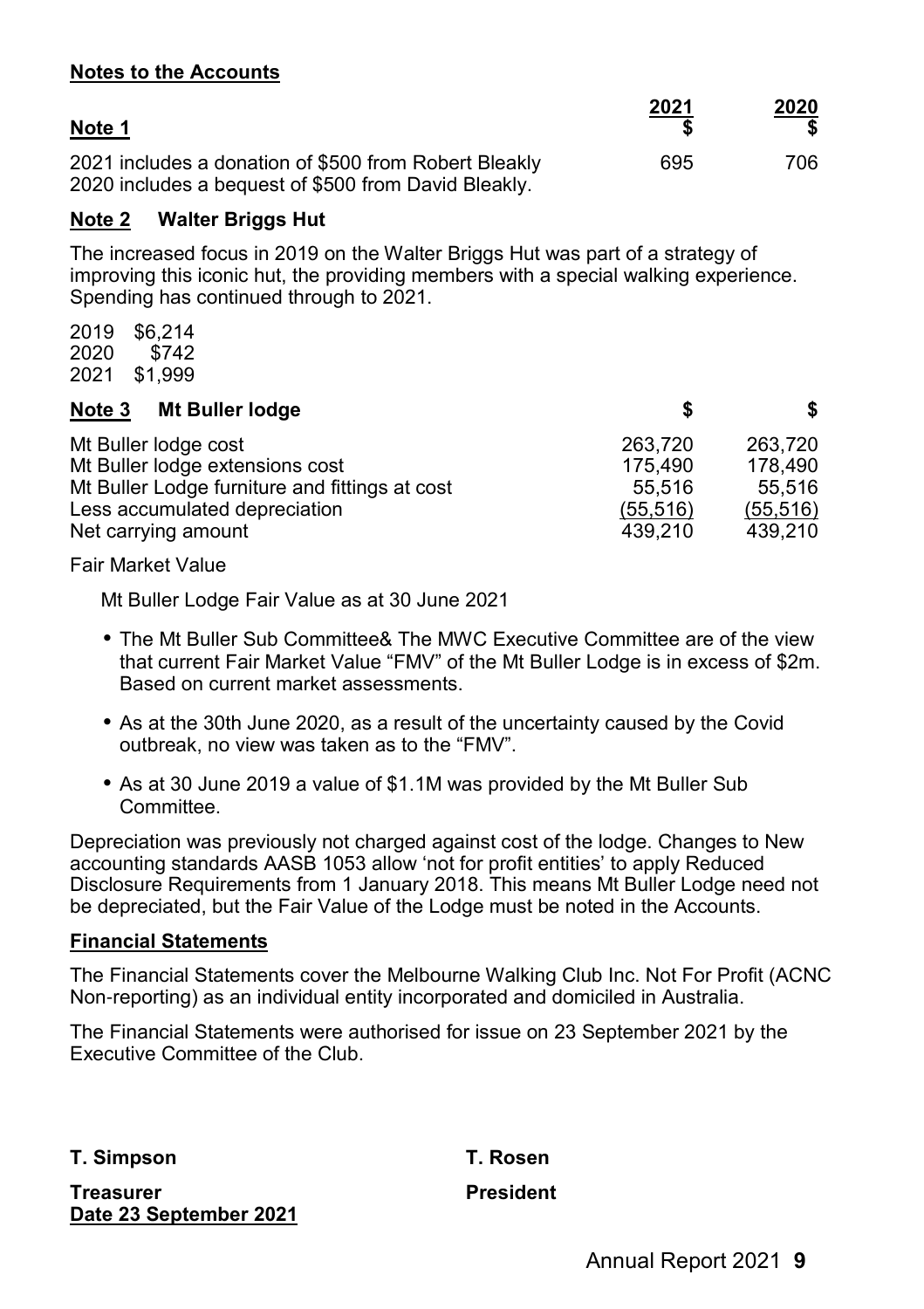**Notes to the Accounts**

| **Note 1** | **2021 $** | **2020 $** |
|---|---|---|
| 2021 includes a donation of $500 from Robert Bleakly<br>2020 includes a bequest of $500 from David Bleakly. | 695 | 706 |

**Note 2 Walter Briggs Hut**

The increased focus in 2019 on the Walter Briggs Hut was part of a strategy of improving this iconic hut, the providing members with a special walking experience. Spending has continued through to 2021.

2019 $6,214
2020 $742
2021 $1,999

| **Note 3 Mt Buller lodge** | **$** | **$** |
|---|---|---|
| Mt Buller lodge cost | 263,720 | 263,720 |
| Mt Buller lodge extensions cost | 175,490 | 178,490 |
| Mt Buller Lodge furniture and fittings at cost | 55,516 | 55,516 |
| Less accumulated depreciation | (55,516) | (55,516) |
| Net carrying amount | 439,210 | 439,210 |

Fair Market Value

Mt Buller Lodge Fair Value as at 30 June 2021

- The Mt Buller Sub Committee& The MWC Executive Committee are of the view that current Fair Market Value "FMV" of the Mt Buller Lodge is in excess of $2m. Based on current market assessments.
- As at the 30th June 2020, as a result of the uncertainty caused by the Covid outbreak, no view was taken as to the "FMV".
- As at 30 June 2019 a value of $1.1M was provided by the Mt Buller Sub Committee.

Depreciation was previously not charged against cost of the lodge. Changes to New accounting standards AASB 1053 allow 'not for profit entities' to apply Reduced Disclosure Requirements from 1 January 2018. This means Mt Buller Lodge need not be depreciated, but the Fair Value of the Lodge must be noted in the Accounts.

**Financial Statements**

The Financial Statements cover the Melbourne Walking Club Inc. Not For Profit (ACNC Non-reporting) as an individual entity incorporated and domiciled in Australia.

The Financial Statements were authorised for issue on 23 September 2021 by the Executive Committee of the Club.

**T. Simpson**
**Treasurer**
**Date 23 September 2021**

**T. Rosen**
**President**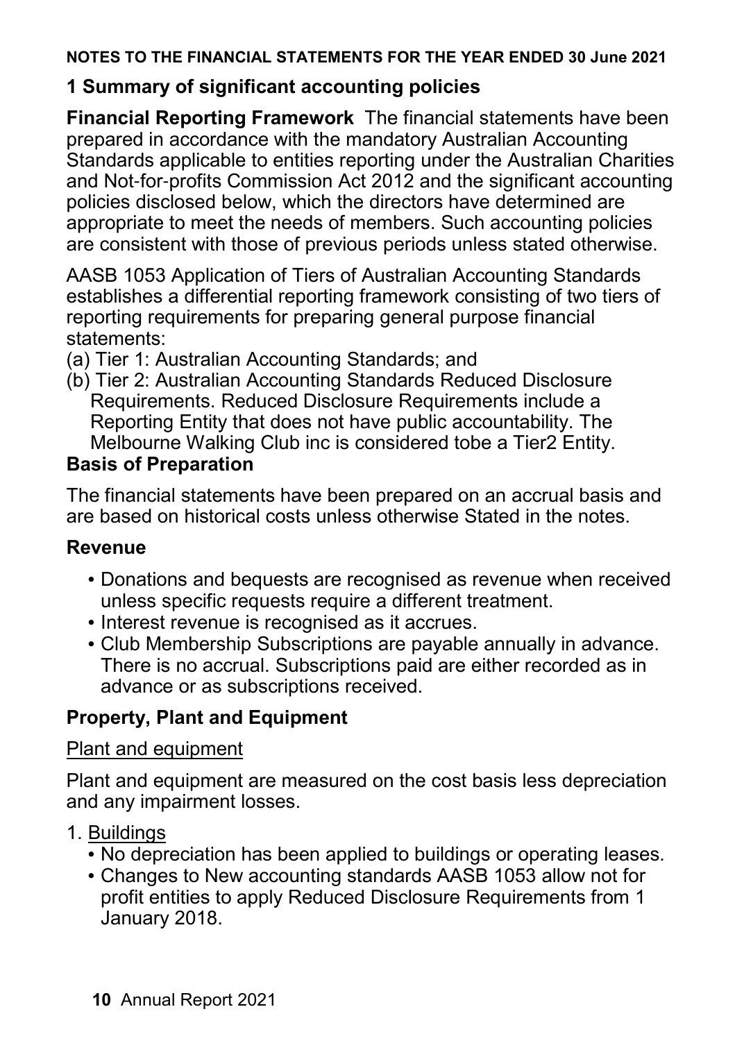**NOTES TO THE FINANCIAL STATEMENTS FOR THE YEAR ENDED 30 June 2021**

## 1 Summary of significant accounting policies

**Financial Reporting Framework** The financial statements have been prepared in accordance with the mandatory Australian Accounting Standards applicable to entities reporting under the Australian Charities and Not-for-profits Commission Act 2012 and the significant accounting policies disclosed below, which the directors have determined are appropriate to meet the needs of members. Such accounting policies are consistent with those of previous periods unless stated otherwise.

AASB 1053 Application of Tiers of Australian Accounting Standards establishes a differential reporting framework consisting of two tiers of reporting requirements for preparing general purpose financial statements:

(a) Tier 1: Australian Accounting Standards; and

(b) Tier 2: Australian Accounting Standards Reduced Disclosure Requirements. Reduced Disclosure Requirements include a Reporting Entity that does not have public accountability. The Melbourne Walking Club inc is considered tobe a Tier2 Entity.

### Basis of Preparation

The financial statements have been prepared on an accrual basis and are based on historical costs unless otherwise Stated in the notes.

### Revenue

- Donations and bequests are recognised as revenue when received unless specific requests require a different treatment.
- Interest revenue is recognised as it accrues.
- Club Membership Subscriptions are payable annually in advance. There is no accrual. Subscriptions paid are either recorded as in advance or as subscriptions received.

### Property, Plant and Equipment

Plant and equipment

Plant and equipment are measured on the cost basis less depreciation and any impairment losses.

1. Buildings
   - No depreciation has been applied to buildings or operating leases.
   - Changes to New accounting standards AASB 1053 allow not for profit entities to apply Reduced Disclosure Requirements from 1 January 2018.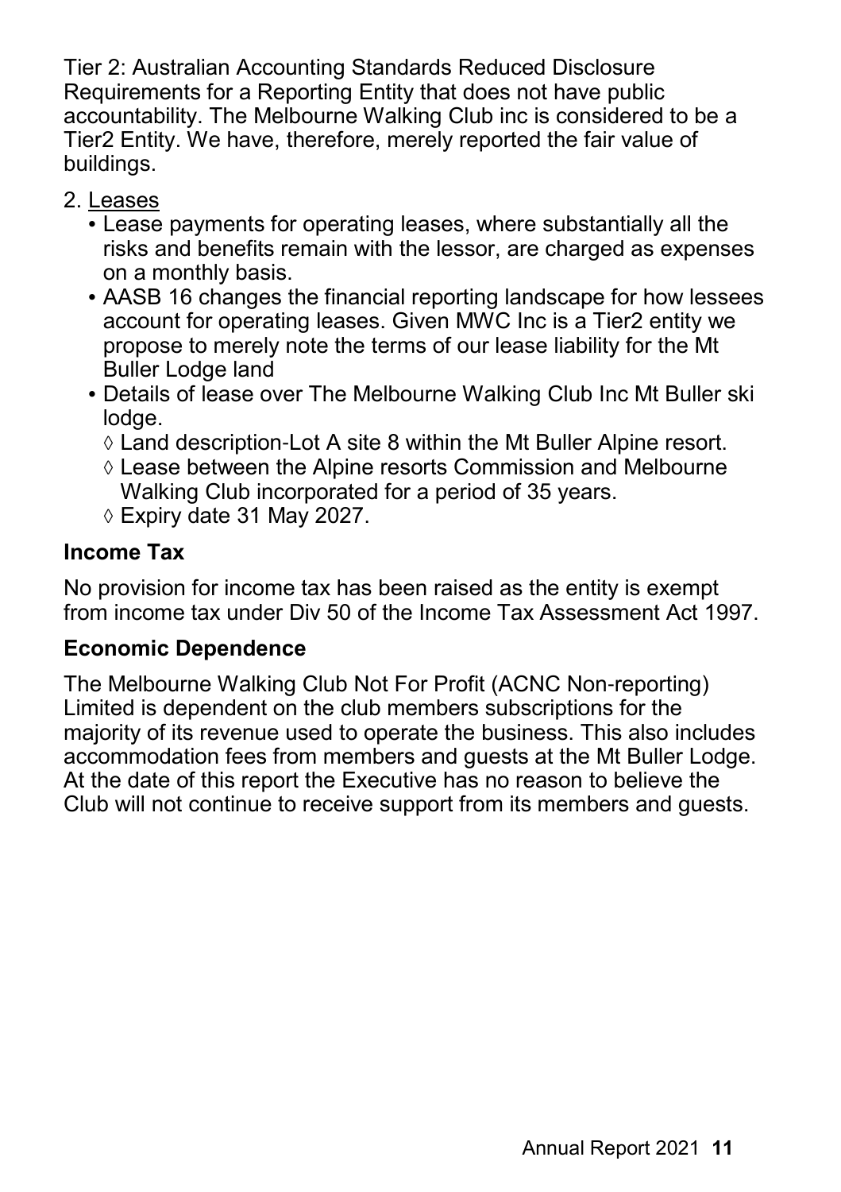Tier 2: Australian Accounting Standards Reduced Disclosure Requirements for a Reporting Entity that does not have public accountability. The Melbourne Walking Club inc is considered to be a Tier2 Entity. We have, therefore, merely reported the fair value of buildings.

2. Leases
   - Lease payments for operating leases, where substantially all the risks and benefits remain with the lessor, are charged as expenses on a monthly basis.
   - AASB 16 changes the financial reporting landscape for how lessees account for operating leases. Given MWC Inc is a Tier2 entity we propose to merely note the terms of our lease liability for the Mt Buller Lodge land
   - Details of lease over The Melbourne Walking Club Inc Mt Buller ski lodge.
     - Land description-Lot A site 8 within the Mt Buller Alpine resort.
     - Lease between the Alpine resorts Commission and Melbourne Walking Club incorporated for a period of 35 years.
     - Expiry date 31 May 2027.

### Income Tax

No provision for income tax has been raised as the entity is exempt from income tax under Div 50 of the Income Tax Assessment Act 1997.

### Economic Dependence

The Melbourne Walking Club Not For Profit (ACNC Non-reporting) Limited is dependent on the club members subscriptions for the majority of its revenue used to operate the business. This also includes accommodation fees from members and guests at the Mt Buller Lodge. At the date of this report the Executive has no reason to believe the Club will not continue to receive support from its members and guests.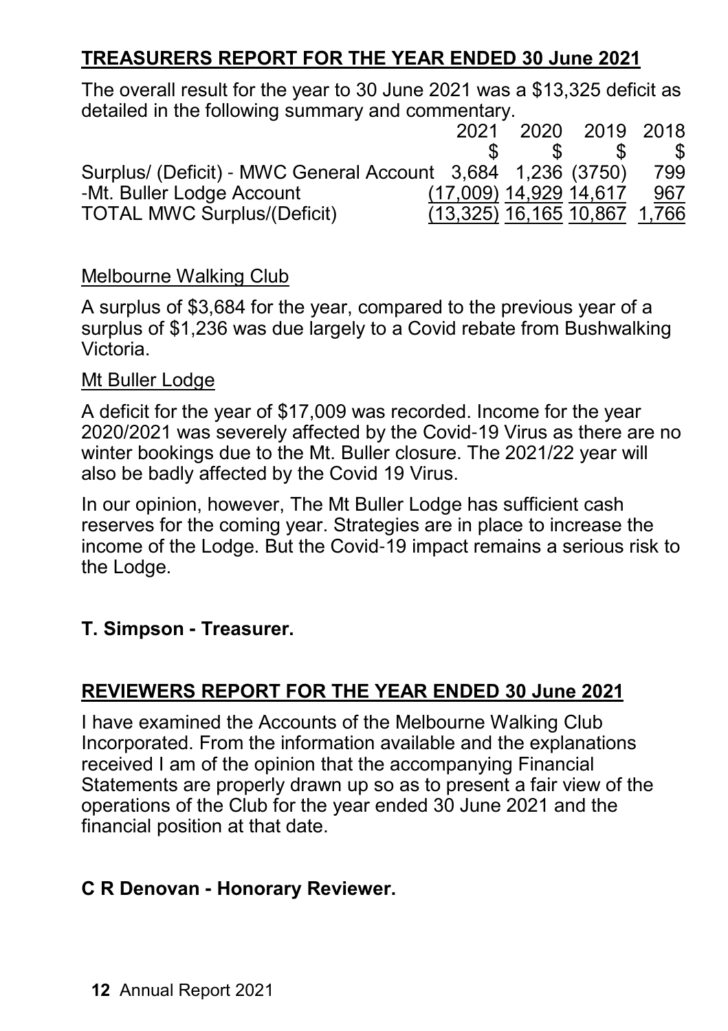## TREASURERS REPORT FOR THE YEAR ENDED 30 June 2021

The overall result for the year to 30 June 2021 was a $13,325 deficit as detailed in the following summary and commentary.

| | 2021 | 2020 | 2019 | 2018 |
|---|---|---|---|---|
| | $ | $ | $ | $ |
| Surplus/ (Deficit) - MWC General Account | 3,684 | 1,236 | (3750) | 799 |
| -Mt. Buller Lodge Account | (17,009) | 14,929 | 14,617 | 967 |
| TOTAL MWC Surplus/(Deficit) | (13,325) | 16,165 | 10,867 | 1,766 |

### Melbourne Walking Club

A surplus of $3,684 for the year, compared to the previous year of a surplus of $1,236 was due largely to a Covid rebate from Bushwalking Victoria.

### Mt Buller Lodge

A deficit for the year of $17,009 was recorded. Income for the year 2020/2021 was severely affected by the Covid-19 Virus as there are no winter bookings due to the Mt. Buller closure. The 2021/22 year will also be badly affected by the Covid 19 Virus.

In our opinion, however, The Mt Buller Lodge has sufficient cash reserves for the coming year. Strategies are in place to increase the income of the Lodge. But the Covid-19 impact remains a serious risk to the Lodge.

**T. Simpson - Treasurer.**

## REVIEWERS REPORT FOR THE YEAR ENDED 30 June 2021

I have examined the Accounts of the Melbourne Walking Club Incorporated. From the information available and the explanations received I am of the opinion that the accompanying Financial Statements are properly drawn up so as to present a fair view of the operations of the Club for the year ended 30 June 2021 and the financial position at that date.

**C R Denovan - Honorary Reviewer.**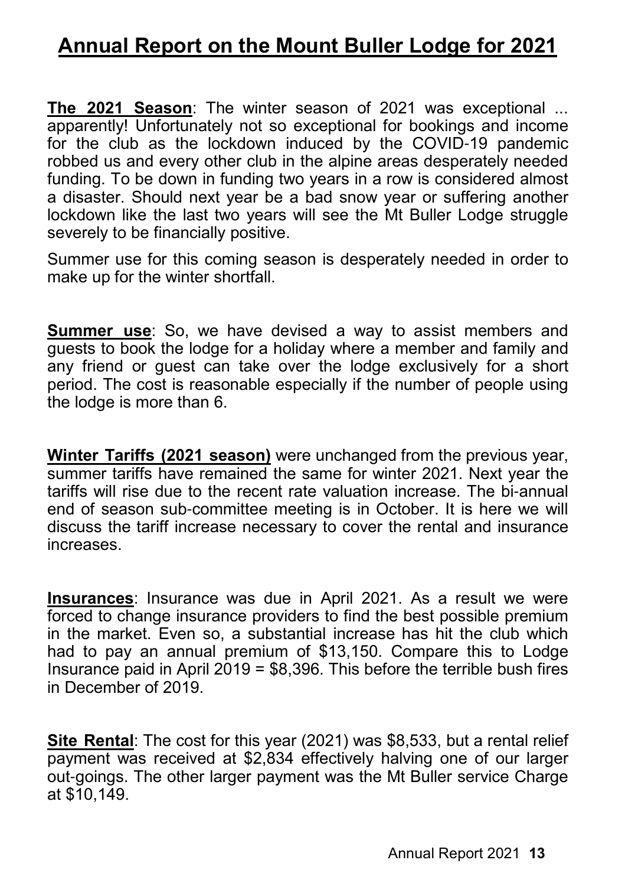# Annual Report on the Mount Buller Lodge for 2021

**The 2021 Season**: The winter season of 2021 was exceptional ... apparently! Unfortunately not so exceptional for bookings and income for the club as the lockdown induced by the COVID-19 pandemic robbed us and every other club in the alpine areas desperately needed funding. To be down in funding two years in a row is considered almost a disaster. Should next year be a bad snow year or suffering another lockdown like the last two years will see the Mt Buller Lodge struggle severely to be financially positive.

Summer use for this coming season is desperately needed in order to make up for the winter shortfall.

**Summer use**: So, we have devised a way to assist members and guests to book the lodge for a holiday where a member and family and any friend or guest can take over the lodge exclusively for a short period. The cost is reasonable especially if the number of people using the lodge is more than 6.

**Winter Tariffs (2021 season)** were unchanged from the previous year, summer tariffs have remained the same for winter 2021. Next year the tariffs will rise due to the recent rate valuation increase. The bi-annual end of season sub-committee meeting is in October. It is here we will discuss the tariff increase necessary to cover the rental and insurance increases.

**Insurances**: Insurance was due in April 2021. As a result we were forced to change insurance providers to find the best possible premium in the market. Even so, a substantial increase has hit the club which had to pay an annual premium of $13,150. Compare this to Lodge Insurance paid in April 2019 = $8,396. This before the terrible bush fires in December of 2019.

**Site Rental**: The cost for this year (2021) was $8,533, but a rental relief payment was received at $2,834 effectively halving one of our larger out-goings. The other larger payment was the Mt Buller service Charge at $10,149.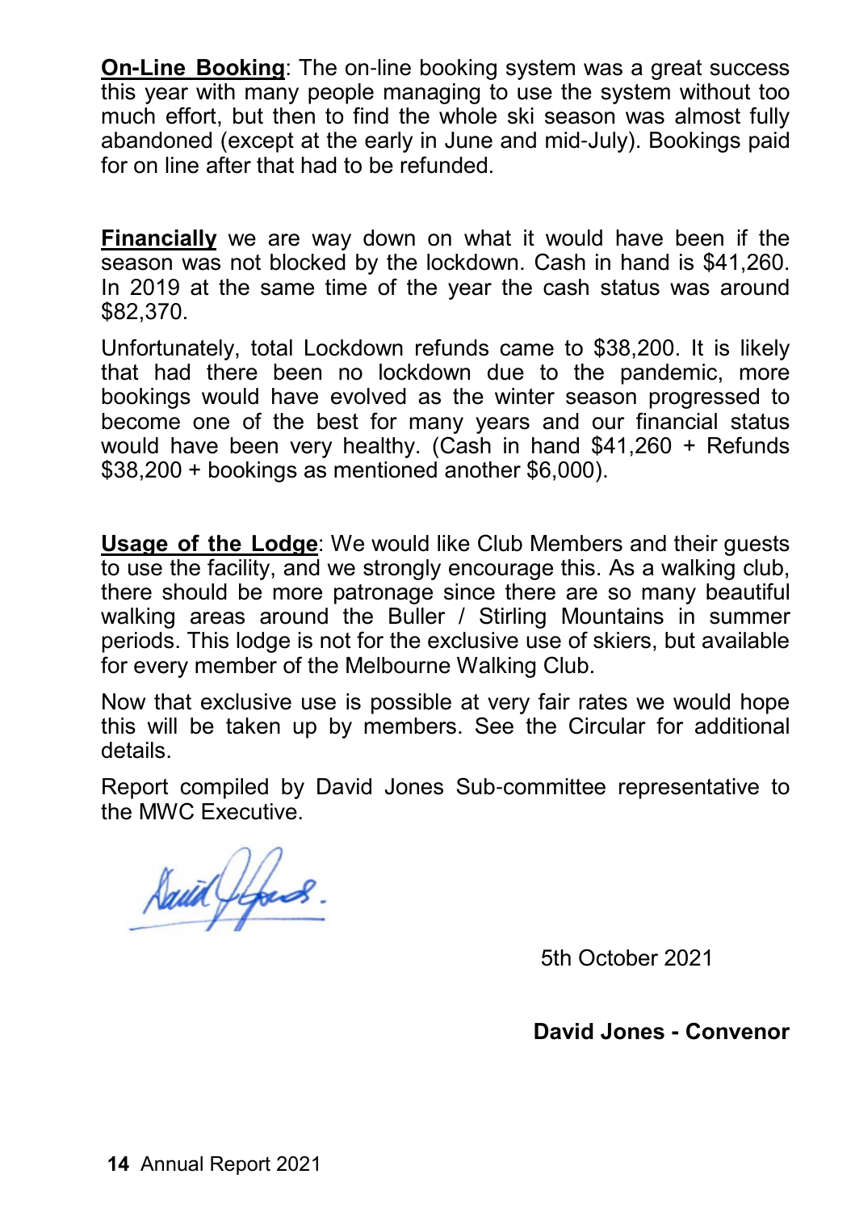**On-Line Booking**: The on-line booking system was a great success this year with many people managing to use the system without too much effort, but then to find the whole ski season was almost fully abandoned (except at the early in June and mid-July). Bookings paid for on line after that had to be refunded.

**Financially** we are way down on what it would have been if the season was not blocked by the lockdown. Cash in hand is $41,260. In 2019 at the same time of the year the cash status was around $82,370.

Unfortunately, total Lockdown refunds came to $38,200. It is likely that had there been no lockdown due to the pandemic, more bookings would have evolved as the winter season progressed to become one of the best for many years and our financial status would have been very healthy. (Cash in hand $41,260 + Refunds $38,200 + bookings as mentioned another $6,000).

**Usage of the Lodge**: We would like Club Members and their guests to use the facility, and we strongly encourage this. As a walking club, there should be more patronage since there are so many beautiful walking areas around the Buller / Stirling Mountains in summer periods. This lodge is not for the exclusive use of skiers, but available for every member of the Melbourne Walking Club.

Now that exclusive use is possible at very fair rates we would hope this will be taken up by members. See the Circular for additional details.

Report compiled by David Jones Sub-committee representative to the MWC Executive.

5th October 2021

**David Jones - Convenor**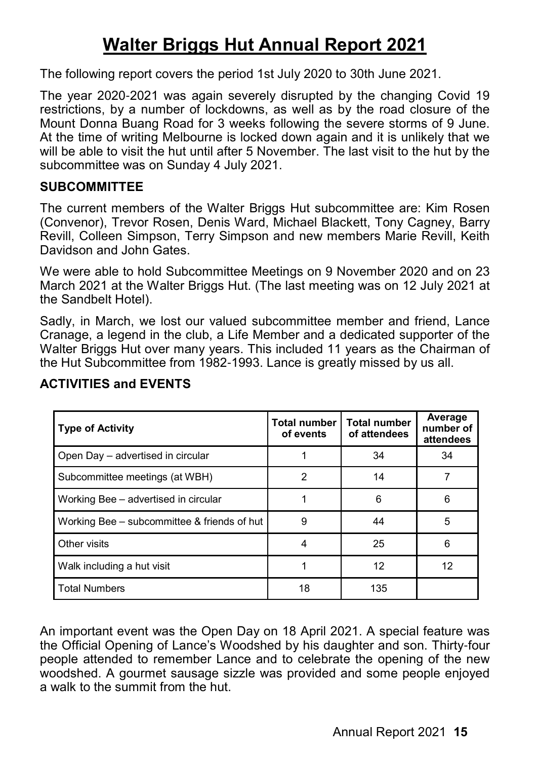# Walter Briggs Hut Annual Report 2021

The following report covers the period 1st July 2020 to 30th June 2021.

The year 2020-2021 was again severely disrupted by the changing Covid 19 restrictions, by a number of lockdowns, as well as by the road closure of the Mount Donna Buang Road for 3 weeks following the severe storms of 9 June. At the time of writing Melbourne is locked down again and it is unlikely that we will be able to visit the hut until after 5 November. The last visit to the hut by the subcommittee was on Sunday 4 July 2021.

## SUBCOMMITTEE

The current members of the Walter Briggs Hut subcommittee are: Kim Rosen (Convenor), Trevor Rosen, Denis Ward, Michael Blackett, Tony Cagney, Barry Revill, Colleen Simpson, Terry Simpson and new members Marie Revill, Keith Davidson and John Gates.

We were able to hold Subcommittee Meetings on 9 November 2020 and on 23 March 2021 at the Walter Briggs Hut. (The last meeting was on 12 July 2021 at the Sandbelt Hotel).

Sadly, in March, we lost our valued subcommittee member and friend, Lance Cranage, a legend in the club, a Life Member and a dedicated supporter of the Walter Briggs Hut over many years. This included 11 years as the Chairman of the Hut Subcommittee from 1982-1993. Lance is greatly missed by us all.

## ACTIVITIES and EVENTS

| Type of Activity | Total number of events | Total number of attendees | Average number of attendees |
|---|---|---|---|
| Open Day – advertised in circular | 1 | 34 | 34 |
| Subcommittee meetings (at WBH) | 2 | 14 | 7 |
| Working Bee – advertised in circular | 1 | 6 | 6 |
| Working Bee – subcommittee & friends of hut | 9 | 44 | 5 |
| Other visits | 4 | 25 | 6 |
| Walk including a hut visit | 1 | 12 | 12 |
| Total Numbers | 18 | 135 | |

An important event was the Open Day on 18 April 2021. A special feature was the Official Opening of Lance's Woodshed by his daughter and son. Thirty-four people attended to remember Lance and to celebrate the opening of the new woodshed. A gourmet sausage sizzle was provided and some people enjoyed a walk to the summit from the hut.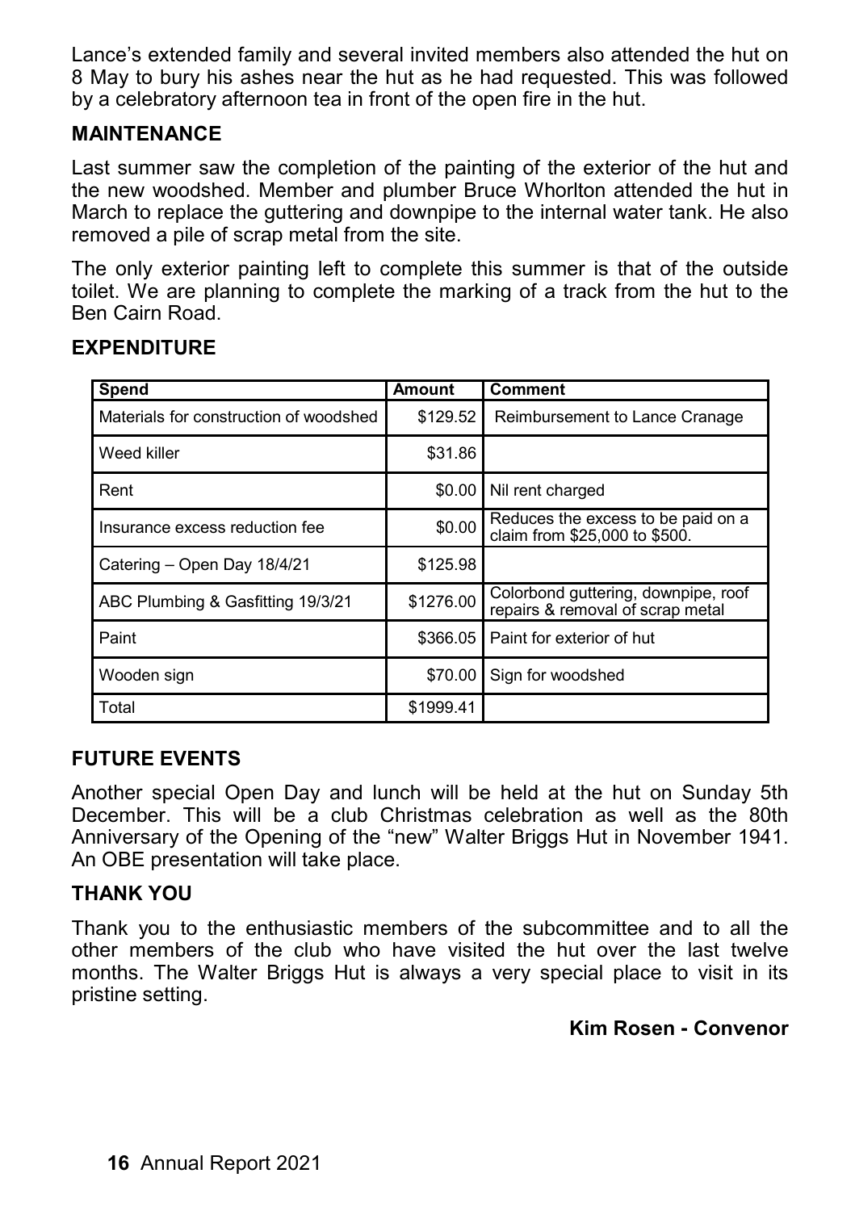Lance's extended family and several invited members also attended the hut on 8 May to bury his ashes near the hut as he had requested. This was followed by a celebratory afternoon tea in front of the open fire in the hut.

## MAINTENANCE

Last summer saw the completion of the painting of the exterior of the hut and the new woodshed. Member and plumber Bruce Whorlton attended the hut in March to replace the guttering and downpipe to the internal water tank. He also removed a pile of scrap metal from the site.

The only exterior painting left to complete this summer is that of the outside toilet. We are planning to complete the marking of a track from the hut to the Ben Cairn Road.

## EXPENDITURE

| Spend | Amount | Comment |
|---|---|---|
| Materials for construction of woodshed | $129.52 | Reimbursement to Lance Cranage |
| Weed killer | $31.86 | |
| Rent | $0.00 | Nil rent charged |
| Insurance excess reduction fee | $0.00 | Reduces the excess to be paid on a claim from $25,000 to $500. |
| Catering – Open Day 18/4/21 | $125.98 | |
| ABC Plumbing & Gasfitting 19/3/21 | $1276.00 | Colorbond guttering, downpipe, roof repairs & removal of scrap metal |
| Paint | $366.05 | Paint for exterior of hut |
| Wooden sign | $70.00 | Sign for woodshed |
| Total | $1999.41 | |

## FUTURE EVENTS

Another special Open Day and lunch will be held at the hut on Sunday 5th December. This will be a club Christmas celebration as well as the 80th Anniversary of the Opening of the "new" Walter Briggs Hut in November 1941. An OBE presentation will take place.

## THANK YOU

Thank you to the enthusiastic members of the subcommittee and to all the other members of the club who have visited the hut over the last twelve months. The Walter Briggs Hut is always a very special place to visit in its pristine setting.

**Kim Rosen - Convenor**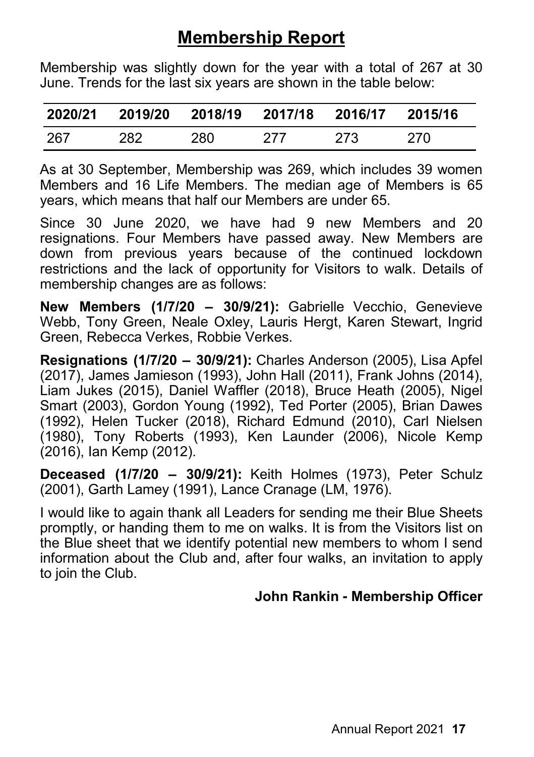# Membership Report

Membership was slightly down for the year with a total of 267 at 30 June. Trends for the last six years are shown in the table below:

| 2020/21 | 2019/20 | 2018/19 | 2017/18 | 2016/17 | 2015/16 |
|---|---|---|---|---|---|
| 267 | 282 | 280 | 277 | 273 | 270 |

As at 30 September, Membership was 269, which includes 39 women Members and 16 Life Members. The median age of Members is 65 years, which means that half our Members are under 65.

Since 30 June 2020, we have had 9 new Members and 20 resignations. Four Members have passed away. New Members are down from previous years because of the continued lockdown restrictions and the lack of opportunity for Visitors to walk. Details of membership changes are as follows:

**New Members (1/7/20 – 30/9/21):** Gabrielle Vecchio, Genevieve Webb, Tony Green, Neale Oxley, Lauris Hergt, Karen Stewart, Ingrid Green, Rebecca Verkes, Robbie Verkes.

**Resignations (1/7/20 – 30/9/21):** Charles Anderson (2005), Lisa Apfel (2017), James Jamieson (1993), John Hall (2011), Frank Johns (2014), Liam Jukes (2015), Daniel Waffler (2018), Bruce Heath (2005), Nigel Smart (2003), Gordon Young (1992), Ted Porter (2005), Brian Dawes (1992), Helen Tucker (2018), Richard Edmund (2010), Carl Nielsen (1980), Tony Roberts (1993), Ken Launder (2006), Nicole Kemp (2016), Ian Kemp (2012).

**Deceased (1/7/20 – 30/9/21):** Keith Holmes (1973), Peter Schulz (2001), Garth Lamey (1991), Lance Cranage (LM, 1976).

I would like to again thank all Leaders for sending me their Blue Sheets promptly, or handing them to me on walks. It is from the Visitors list on the Blue sheet that we identify potential new members to whom I send information about the Club and, after four walks, an invitation to apply to join the Club.

**John Rankin - Membership Officer**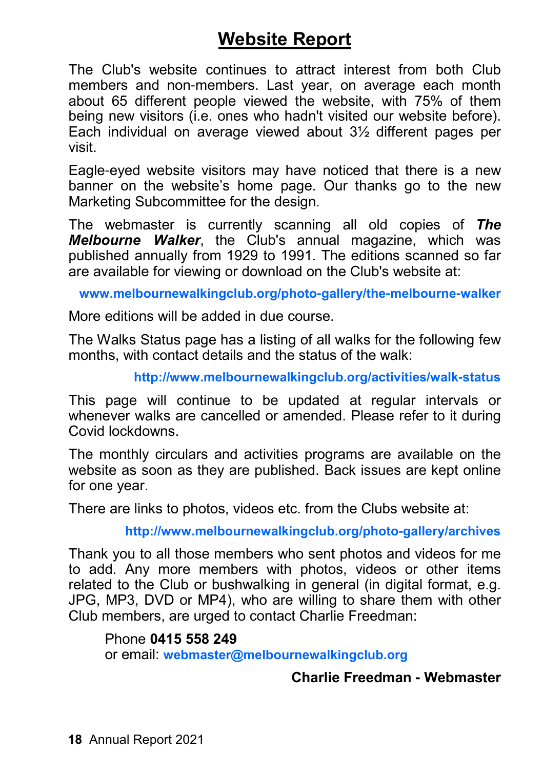# Website Report

The Club's website continues to attract interest from both Club members and non-members. Last year, on average each month about 65 different people viewed the website, with 75% of them being new visitors (i.e. ones who hadn't visited our website before). Each individual on average viewed about 3½ different pages per visit.

Eagle-eyed website visitors may have noticed that there is a new banner on the website's home page. Our thanks go to the new Marketing Subcommittee for the design.

The webmaster is currently scanning all old copies of ***The Melbourne Walker***, the Club's annual magazine, which was published annually from 1929 to 1991. The editions scanned so far are available for viewing or download on the Club's website at:

**www.melbournewalkingclub.org/photo-gallery/the-melbourne-walker**

More editions will be added in due course.

The Walks Status page has a listing of all walks for the following few months, with contact details and the status of the walk:

**http://www.melbournewalkingclub.org/activities/walk-status**

This page will continue to be updated at regular intervals or whenever walks are cancelled or amended. Please refer to it during Covid lockdowns.

The monthly circulars and activities programs are available on the website as soon as they are published. Back issues are kept online for one year.

There are links to photos, videos etc. from the Clubs website at:

**http://www.melbournewalkingclub.org/photo-gallery/archives**

Thank you to all those members who sent photos and videos for me to add. Any more members with photos, videos or other items related to the Club or bushwalking in general (in digital format, e.g. JPG, MP3, DVD or MP4), who are willing to share them with other Club members, are urged to contact Charlie Freedman:

Phone **0415 558 249**
or email: **webmaster@melbournewalkingclub.org**

**Charlie Freedman - Webmaster**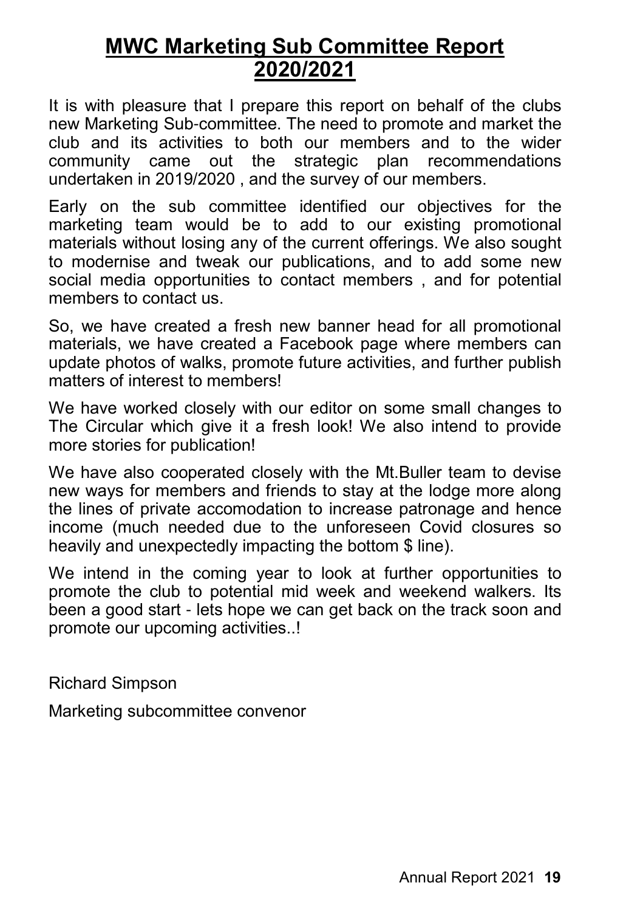# MWC Marketing Sub Committee Report 2020/2021

It is with pleasure that I prepare this report on behalf of the clubs new Marketing Sub-committee. The need to promote and market the club and its activities to both our members and to the wider community came out the strategic plan recommendations undertaken in 2019/2020 , and the survey of our members.

Early on the sub committee identified our objectives for the marketing team would be to add to our existing promotional materials without losing any of the current offerings. We also sought to modernise and tweak our publications, and to add some new social media opportunities to contact members , and for potential members to contact us.

So, we have created a fresh new banner head for all promotional materials, we have created a Facebook page where members can update photos of walks, promote future activities, and further publish matters of interest to members!

We have worked closely with our editor on some small changes to The Circular which give it a fresh look! We also intend to provide more stories for publication!

We have also cooperated closely with the Mt.Buller team to devise new ways for members and friends to stay at the lodge more along the lines of private accomodation to increase patronage and hence income (much needed due to the unforeseen Covid closures so heavily and unexpectedly impacting the bottom $ line).

We intend in the coming year to look at further opportunities to promote the club to potential mid week and weekend walkers. Its been a good start - lets hope we can get back on the track soon and promote our upcoming activities..!

Richard Simpson

Marketing subcommittee convenor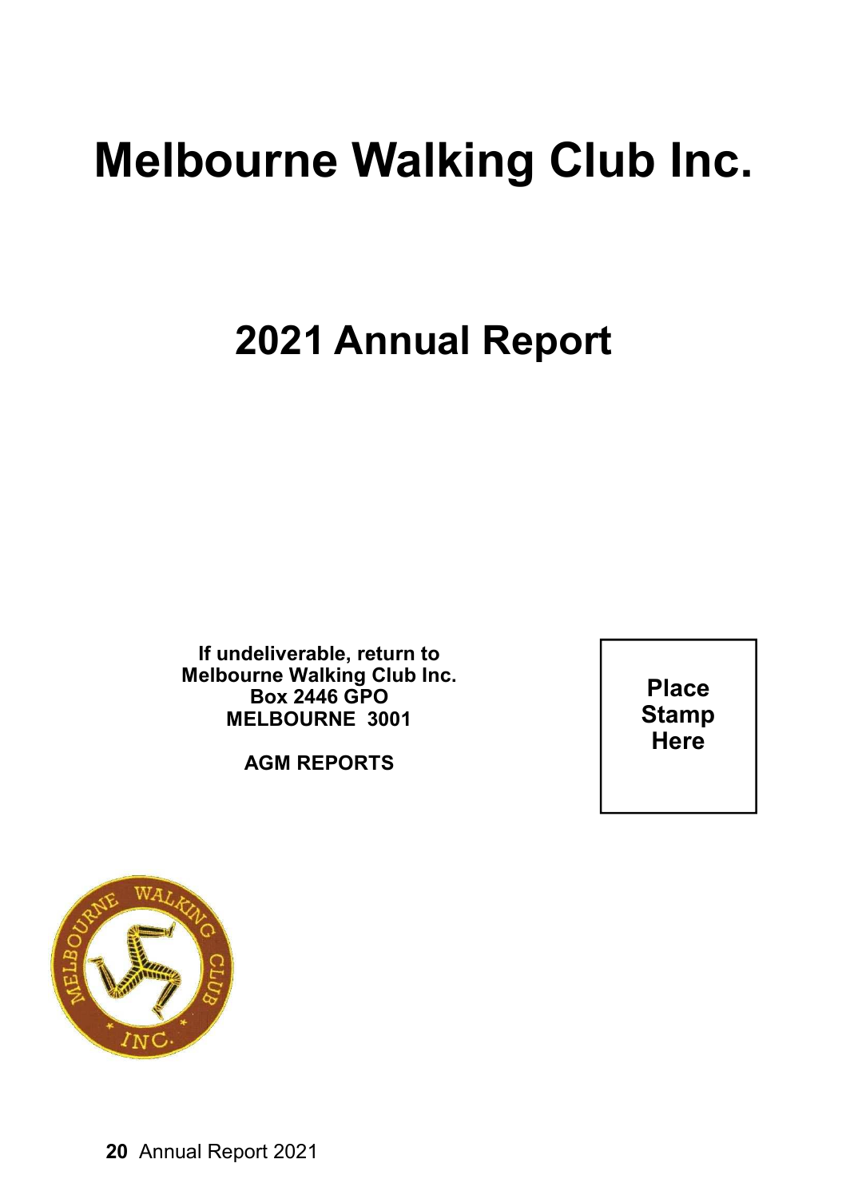# Melbourne Walking Club Inc.

## 2021 Annual Report

**If undeliverable, return to**
**Melbourne Walking Club Inc.**
**Box 2446 GPO**
**MELBOURNE 3001**

**AGM REPORTS**

**Place Stamp Here**